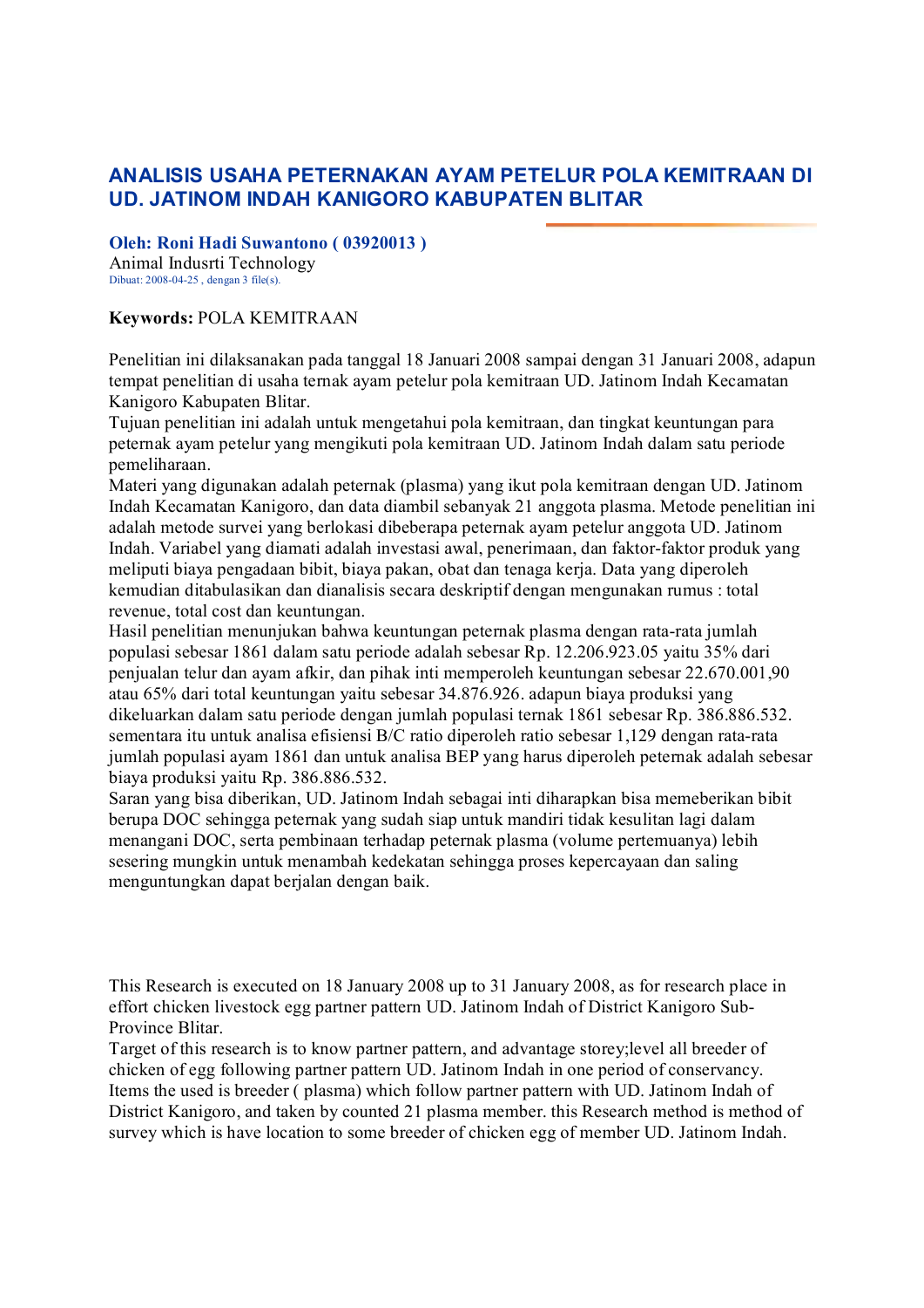# ANALISIS USAHA PETERNAKAN AYAM PETELUR POLA KEMITRAAN DI UD. JATINOM INDAH KANIGORO KABUPATEN BLITAR

**Oleh: Roni Hadi Suwantono ( 03920013 )**
Animal Indusrti Technology
Dibuat: 2008-04-25 , dengan 3 file(s).

**Keywords:** POLA KEMITRAAN

Penelitian ini dilaksanakan pada tanggal 18 Januari 2008 sampai dengan 31 Januari 2008, adapun tempat penelitian di usaha ternak ayam petelur pola kemitraan UD. Jatinom Indah Kecamatan Kanigoro Kabupaten Blitar.
Tujuan penelitian ini adalah untuk mengetahui pola kemitraan, dan tingkat keuntungan para peternak ayam petelur yang mengikuti pola kemitraan UD. Jatinom Indah dalam satu periode pemeliharaan.
Materi yang digunakan adalah peternak (plasma) yang ikut pola kemitraan dengan UD. Jatinom Indah Kecamatan Kanigoro, dan data diambil sebanyak 21 anggota plasma. Metode penelitian ini adalah metode survei yang berlokasi dibeberapa peternak ayam petelur anggota UD. Jatinom Indah. Variabel yang diamati adalah investasi awal, penerimaan, dan faktor-faktor produk yang meliputi biaya pengadaan bibit, biaya pakan, obat dan tenaga kerja. Data yang diperoleh kemudian ditabulasikan dan dianalisis secara deskriptif dengan mengunakan rumus : total revenue, total cost dan keuntungan.
Hasil penelitian menunjukan bahwa keuntungan peternak plasma dengan rata-rata jumlah populasi sebesar 1861 dalam satu periode adalah sebesar Rp. 12.206.923.05 yaitu 35% dari penjualan telur dan ayam afkir, dan pihak inti memperoleh keuntungan sebesar 22.670.001,90 atau 65% dari total keuntungan yaitu sebesar 34.876.926. adapun biaya produksi yang dikeluarkan dalam satu periode dengan jumlah populasi ternak 1861 sebesar Rp. 386.886.532. sementara itu untuk analisa efisiensi B/C ratio diperoleh ratio sebesar 1,129 dengan rata-rata jumlah populasi ayam 1861 dan untuk analisa BEP yang harus diperoleh peternak adalah sebesar biaya produksi yaitu Rp. 386.886.532.
Saran yang bisa diberikan, UD. Jatinom Indah sebagai inti diharapkan bisa memeberikan bibit berupa DOC sehingga peternak yang sudah siap untuk mandiri tidak kesulitan lagi dalam menangani DOC, serta pembinaan terhadap peternak plasma (volume pertemuanya) lebih sesering mungkin untuk menambah kedekatan sehingga proses kepercayaan dan saling menguntungkan dapat berjalan dengan baik.

This Research is executed on 18 January 2008 up to 31 January 2008, as for research place in effort chicken livestock egg partner pattern UD. Jatinom Indah of District Kanigoro Sub-Province Blitar.
Target of this research is to know partner pattern, and advantage storey;level all breeder of chicken of egg following partner pattern UD. Jatinom Indah in one period of conservancy.
Items the used is breeder ( plasma) which follow partner pattern with UD. Jatinom Indah of District Kanigoro, and taken by counted 21 plasma member. this Research method is method of survey which is have location to some breeder of chicken egg of member UD. Jatinom Indah.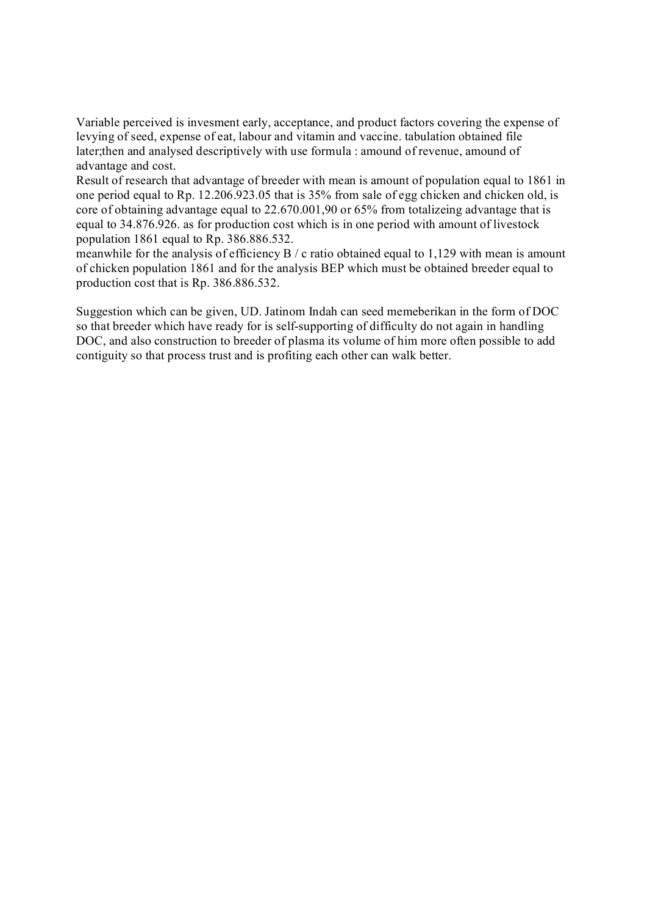Variable perceived is invesment early, acceptance, and product factors covering the expense of levying of seed, expense of eat, labour and vitamin and vaccine. tabulation obtained file later;then and analysed descriptively with use formula : amound of revenue, amound of advantage and cost.
Result of research that advantage of breeder with mean is amount of population equal to 1861 in one period equal to Rp. 12.206.923.05 that is 35% from sale of egg chicken and chicken old, is core of obtaining advantage equal to 22.670.001,90 or 65% from totalizeing advantage that is equal to 34.876.926. as for production cost which is in one period with amount of livestock population 1861 equal to Rp. 386.886.532.
meanwhile for the analysis of efficiency B / c ratio obtained equal to 1,129 with mean is amount of chicken population 1861 and for the analysis BEP which must be obtained breeder equal to production cost that is Rp. 386.886.532.

Suggestion which can be given, UD. Jatinom Indah can seed memeberikan in the form of DOC so that breeder which have ready for is self-supporting of difficulty do not again in handling DOC, and also construction to breeder of plasma its volume of him more often possible to add contiguity so that process trust and is profiting each other can walk better.